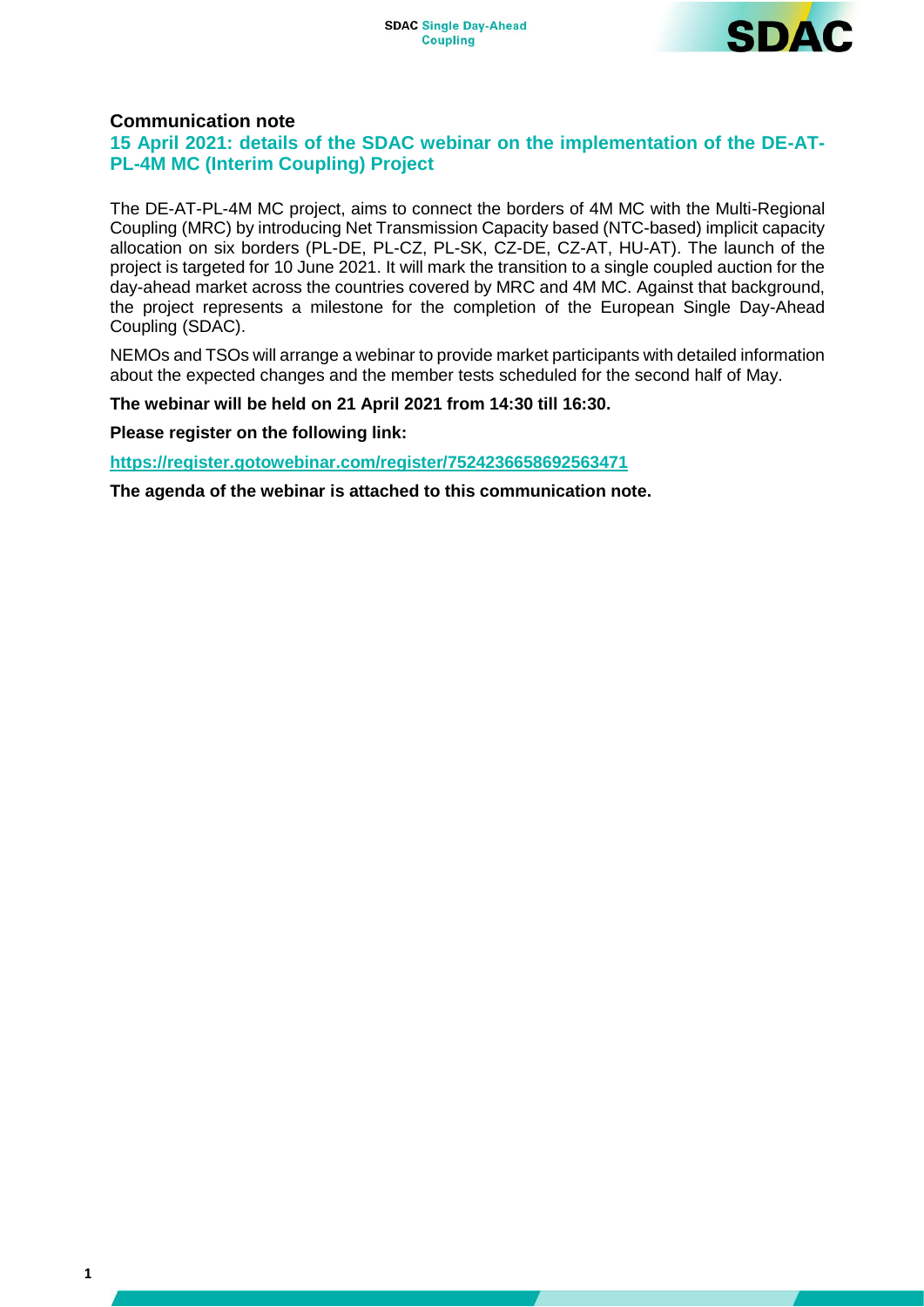# Communication note

## 15 April 2021: details of the SDAC webinar on the implementation of the DE-AT-PL-4M MC (Interim Coupling) Project

The DE-AT-PL-4M MC project, aims to connect the borders of 4M MC with the Multi-Regional Coupling (MRC) by introducing Net Transmission Capacity based (NTC-based) implicit capacity allocation on six borders (PL-DE, PL-CZ, PL-SK, CZ-DE, CZ-AT, HU-AT). The launch of the project is targeted for 10 June 2021. It will mark the transition to a single coupled auction for the day-ahead market across the countries covered by MRC and 4M MC. Against that background, the project represents a milestone for the completion of the European Single Day-Ahead Coupling (SDAC).

NEMOs and TSOs will arrange a webinar to provide market participants with detailed information about the expected changes and the member tests scheduled for the second half of May.

**The webinar will be held on 21 April 2021 from 14:30 till 16:30.**

**Please register on the following link:**

**https://register.gotowebinar.com/register/7524236658692563471**

**The agenda of the webinar is attached to this communication note.**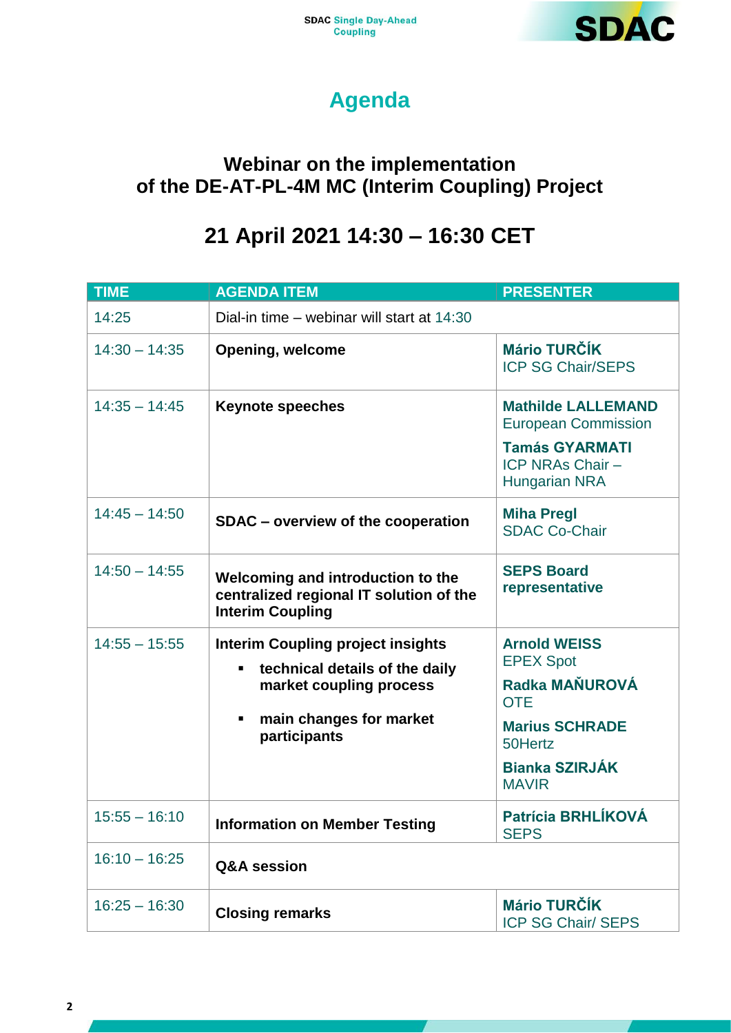# Agenda

## Webinar on the implementation of the DE-AT-PL-4M MC (Interim Coupling) Project

## 21 April 2021 14:30 – 16:30 CET

| TIME | AGENDA ITEM | PRESENTER |
| --- | --- | --- |
| 14:25 | Dial-in time – webinar will start at 14:30 | |
| 14:30 – 14:35 | **Opening, welcome** | **Mário TURČÍK**<br>ICP SG Chair/SEPS |
| 14:35 – 14:45 | **Keynote speeches** | **Mathilde LALLEMAND**<br>European Commission<br>**Tamás GYARMATI**<br>ICP NRAs Chair – Hungarian NRA |
| 14:45 – 14:50 | **SDAC – overview of the cooperation** | **Miha Pregl**<br>SDAC Co-Chair |
| 14:50 – 14:55 | **Welcoming and introduction to the centralized regional IT solution of the Interim Coupling** | **SEPS Board representative** |
| 14:55 – 15:55 | **Interim Coupling project insights**<br>▪ **technical details of the daily market coupling process**<br>▪ **main changes for market participants** | **Arnold WEISS**<br>EPEX Spot<br>**Radka MAŇUROVÁ**<br>OTE<br>**Marius SCHRADE**<br>50Hertz<br>**Bianka SZIRJÁK**<br>MAVIR |
| 15:55 – 16:10 | **Information on Member Testing** | **Patrícia BRHLÍKOVÁ**<br>SEPS |
| 16:10 – 16:25 | **Q&A session** | |
| 16:25 – 16:30 | **Closing remarks** | **Mário TURČÍK**<br>ICP SG Chair/ SEPS |